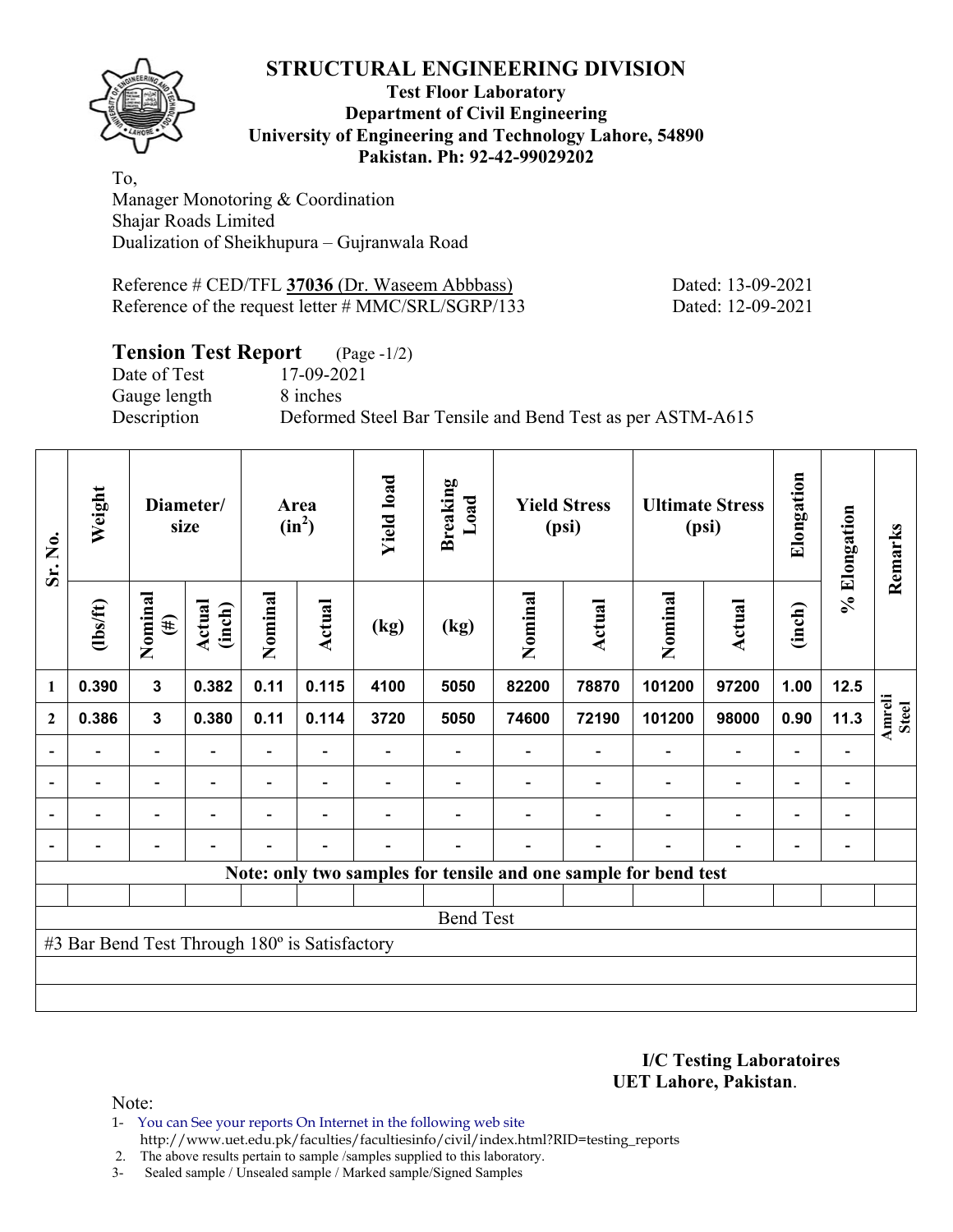# STRUCTURAL ENGINEERING DIVISION

**Test Floor Laboratory**
**Department of Civil Engineering**
**University of Engineering and Technology Lahore, 54890**
**Pakistan. Ph: 92-42-99029202**

To,
Manager Monotoring & Coordination
Shajar Roads Limited
Dualization of Sheikhupura – Gujranwala Road

Reference # CED/TFL **37036** (Dr. Waseem Abbbass) Dated: 13-09-2021
Reference of the request letter # MMC/SRL/SGRP/133 Dated: 12-09-2021

## Tension Test Report (Page -1/2)

Date of Test 17-09-2021
Gauge length 8 inches
Description Deformed Steel Bar Tensile and Bend Test as per ASTM-A615

| Sr. No. | Weight | Diameter/ size | | Area ($in^2$) | | Yield load | Breaking Load | Yield Stress (psi) | | Ultimate Stress (psi) | | Elongation | % Elongation | Remarks |
|---|---|---|---|---|---|---|---|---|---|---|---|---|---|---|
| | (lbs/ft) | Nominal (#) | Actual (inch) | Nominal | Actual | (kg) | (kg) | Nominal | Actual | Nominal | Actual | (inch) | | |
| 1 | 0.390 | 3 | 0.382 | 0.11 | 0.115 | 4100 | 5050 | 82200 | 78870 | 101200 | 97200 | 1.00 | 12.5 | Amreli Steel |
| 2 | 0.386 | 3 | 0.380 | 0.11 | 0.114 | 3720 | 5050 | 74600 | 72190 | 101200 | 98000 | 0.90 | 11.3 | |
| - | - | - | - | - | - | - | - | - | - | - | - | - | - | |
| - | - | - | - | - | - | - | - | - | - | - | - | - | - | |
| - | - | - | - | - | - | - | - | - | - | - | - | - | - | |
| - | - | - | - | - | - | - | - | - | - | - | - | - | - | |

**Note: only two samples for tensile and one sample for bend test**

Bend Test

#3 Bar Bend Test Through 180º is Satisfactory

**I/C Testing Laboratoires**
**UET Lahore, Pakistan**.

Note:
1- You can See your reports On Internet in the following web site
http://www.uet.edu.pk/faculties/facultiesinfo/civil/index.html?RID=testing_reports
2. The above results pertain to sample /samples supplied to this laboratory.
3- Sealed sample / Unsealed sample / Marked sample/Signed Samples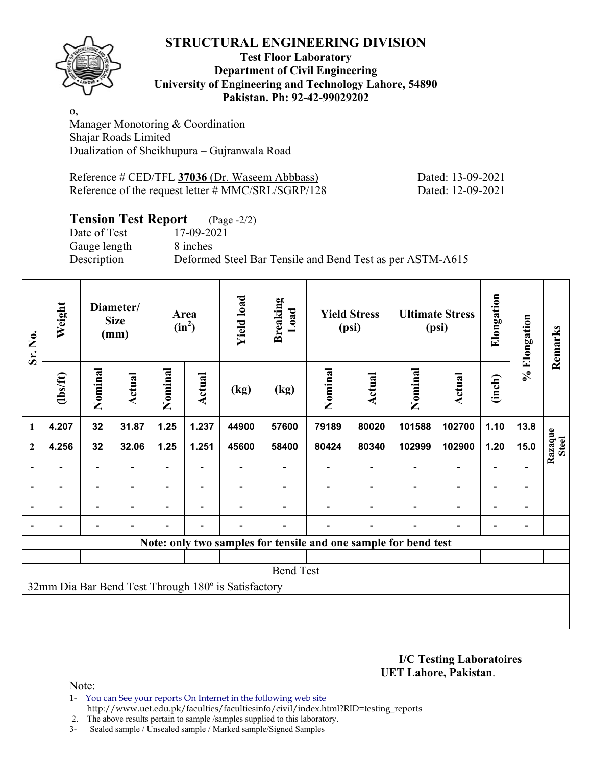# STRUCTURAL ENGINEERING DIVISION

**Test Floor Laboratory**
**Department of Civil Engineering**
**University of Engineering and Technology Lahore, 54890**
**Pakistan. Ph: 92-42-99029202**

o,
Manager Monotoring & Coordination
Shajar Roads Limited
Dualization of Sheikhupura – Gujranwala Road

Reference # CED/TFL **37036** (Dr. Waseem Abbbass) Dated: 13-09-2021
Reference of the request letter # MMC/SRL/SGRP/128 Dated: 12-09-2021

## Tension Test Report (Page -2/2)

Date of Test 17-09-2021
Gauge length 8 inches
Description Deformed Steel Bar Tensile and Bend Test as per ASTM-A615

| Sr. No. | Weight | Diameter/ Size (mm) | | Area ($in^2$) | | Yield load | Breaking Load | Yield Stress (psi) | | Ultimate Stress (psi) | | Elongation | % Elongation | Remarks |
|---|---|---|---|---|---|---|---|---|---|---|---|---|---|---|
| | (lbs/ft) | Nominal | Actual | Nominal | Actual | (kg) | (kg) | Nominal | Actual | Nominal | Actual | (inch) | | |
| 1 | 4.207 | 32 | 31.87 | 1.25 | 1.237 | 44900 | 57600 | 79189 | 80020 | 101588 | 102700 | 1.10 | 13.8 | Razaque Steel |
| 2 | 4.256 | 32 | 32.06 | 1.25 | 1.251 | 45600 | 58400 | 80424 | 80340 | 102999 | 102900 | 1.20 | 15.0 | |
| - | - | - | - | - | - | - | - | - | - | - | - | - | - | |
| - | - | - | - | - | - | - | - | - | - | - | - | - | - | |
| - | - | - | - | - | - | - | - | - | - | - | - | - | - | |
| - | - | - | - | - | - | - | - | - | - | - | - | - | - | |

**Note: only two samples for tensile and one sample for bend test**

Bend Test

32mm Dia Bar Bend Test Through 180º is Satisfactory

**I/C Testing Laboratoires**
**UET Lahore, Pakistan**.

Note:
1- You can See your reports On Internet in the following web site
http://www.uet.edu.pk/faculties/facultiesinfo/civil/index.html?RID=testing_reports
2. The above results pertain to sample /samples supplied to this laboratory.
3- Sealed sample / Unsealed sample / Marked sample/Signed Samples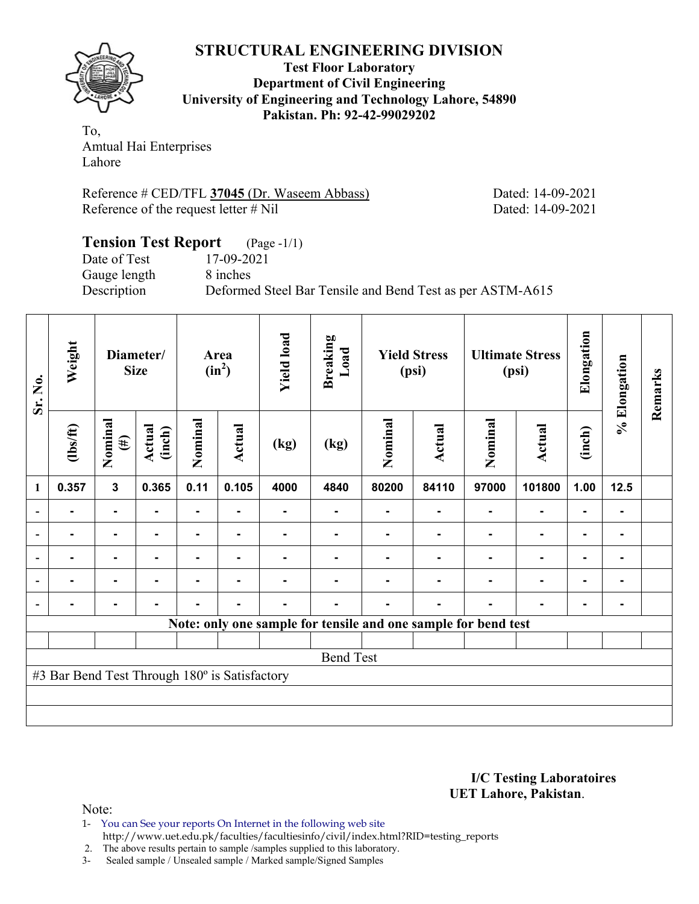# STRUCTURAL ENGINEERING DIVISION

**Test Floor Laboratory**
**Department of Civil Engineering**
**University of Engineering and Technology Lahore, 54890**
**Pakistan. Ph: 92-42-99029202**

To,
Amtual Hai Enterprises
Lahore

Reference # CED/TFL **37045** (Dr. Waseem Abbass) Dated: 14-09-2021
Reference of the request letter # Nil Dated: 14-09-2021

## Tension Test Report (Page -1/1)

Date of Test 17-09-2021
Gauge length 8 inches
Description Deformed Steel Bar Tensile and Bend Test as per ASTM-A615

| Sr. No. | Weight | Diameter/ Size | | Area ($in^2$) | | Yield load | Breaking Load | Yield Stress (psi) | | Ultimate Stress (psi) | | Elongation | % Elongation | Remarks |
|---|---|---|---|---|---|---|---|---|---|---|---|---|---|---|
| | (lbs/ft) | Nominal (#) | Actual (inch) | Nominal | Actual | (kg) | (kg) | Nominal | Actual | Nominal | Actual | (inch) | | |
| 1 | 0.357 | 3 | 0.365 | 0.11 | 0.105 | 4000 | 4840 | 80200 | 84110 | 97000 | 101800 | 1.00 | 12.5 | |
| - | - | - | - | - | - | - | - | - | - | - | - | - | - | |
| - | - | - | - | - | - | - | - | - | - | - | - | - | - | |
| - | - | - | - | - | - | - | - | - | - | - | - | - | - | |
| - | - | - | - | - | - | - | - | - | - | - | - | - | - | |
| - | - | - | - | - | - | - | - | - | - | - | - | - | - | |
| Note: only one sample for tensile and one sample for bend test | | | | | | | | | | | | | | |
| Bend Test | | | | | | | | | | | | | | |
| #3 Bar Bend Test Through 180º is Satisfactory | | | | | | | | | | | | | | |

**I/C Testing Laboratoires**
**UET Lahore, Pakistan**.

Note:
1- You can See your reports On Internet in the following web site
http://www.uet.edu.pk/faculties/facultiesinfo/civil/index.html?RID=testing_reports
2. The above results pertain to sample /samples supplied to this laboratory.
3- Sealed sample / Unsealed sample / Marked sample/Signed Samples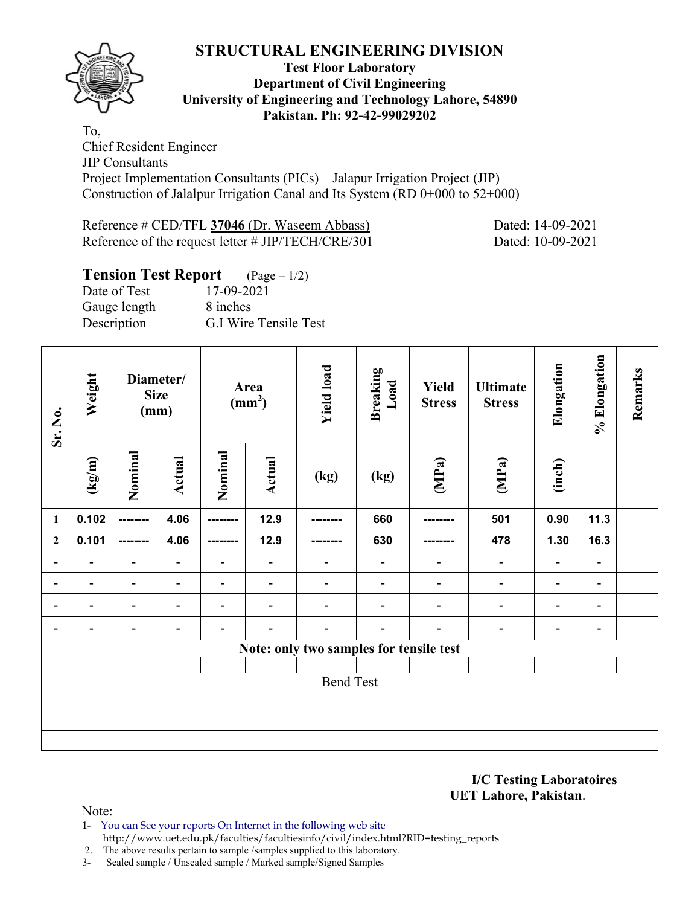# STRUCTURAL ENGINEERING DIVISION

**Test Floor Laboratory**
**Department of Civil Engineering**
**University of Engineering and Technology Lahore, 54890**
**Pakistan. Ph: 92-42-99029202**

To,
Chief Resident Engineer
JIP Consultants
Project Implementation Consultants (PICs) – Jalapur Irrigation Project (JIP)
Construction of Jalalpur Irrigation Canal and Its System (RD 0+000 to 52+000)

Reference # CED/TFL **37046** (Dr. Waseem Abbass) Dated: 14-09-2021
Reference of the request letter # JIP/TECH/CRE/301 Dated: 10-09-2021

## Tension Test Report (Page – 1/2)

Date of Test 17-09-2021
Gauge length 8 inches
Description G.I Wire Tensile Test

| Sr. No. | Weight | Diameter/ Size (mm) | | Area (mm$^2$) | | Yield load | Breaking Load | Yield Stress | Ultimate Stress | Elongation | % Elongation | Remarks |
|---|---|---|---|---|---|---|---|---|---|---|---|---|
| | (kg/m) | Nominal | Actual | Nominal | Actual | (kg) | (kg) | (MPa) | (MPa) | (inch) | | |
| 1 | 0.102 | -------- | 4.06 | -------- | 12.9 | -------- | 660 | -------- | 501 | 0.90 | 11.3 | |
| 2 | 0.101 | -------- | 4.06 | -------- | 12.9 | -------- | 630 | -------- | 478 | 1.30 | 16.3 | |
| - | - | - | - | - | - | - | - | - | - | - | - | |
| - | - | - | - | - | - | - | - | - | - | - | - | |
| - | - | - | - | - | - | - | - | - | - | - | - | |
| - | - | - | - | - | - | - | - | - | - | - | - | |
| Note: only two samples for tensile test | | | | | | | | | | | | |
| Bend Test | | | | | | | | | | | | |

**I/C Testing Laboratoires**
**UET Lahore, Pakistan**.

Note:
1- You can See your reports On Internet in the following web site
http://www.uet.edu.pk/faculties/facultiesinfo/civil/index.html?RID=testing_reports
2. The above results pertain to sample /samples supplied to this laboratory.
3- Sealed sample / Unsealed sample / Marked sample/Signed Samples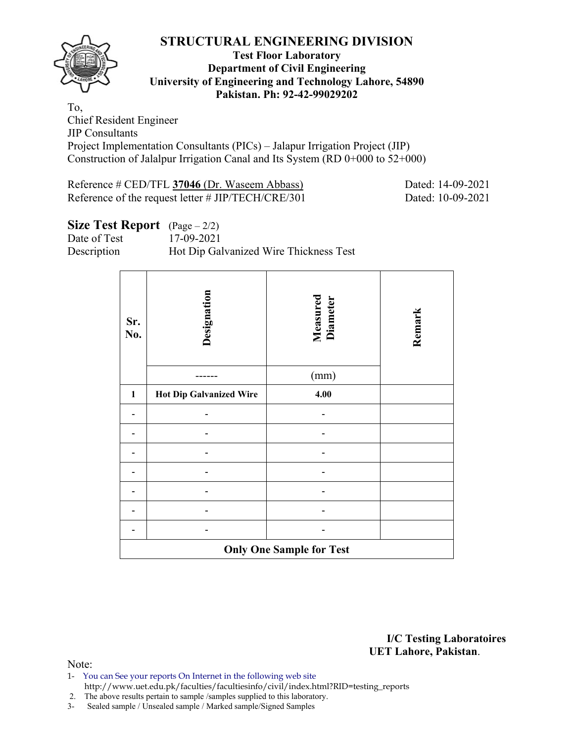# STRUCTURAL ENGINEERING DIVISION

**Test Floor Laboratory**
**Department of Civil Engineering**
**University of Engineering and Technology Lahore, 54890**
**Pakistan. Ph: 92-42-99029202**

To,
Chief Resident Engineer
JIP Consultants
Project Implementation Consultants (PICs) – Jalapur Irrigation Project (JIP)
Construction of Jalalpur Irrigation Canal and Its System (RD 0+000 to 52+000)

Reference # CED/TFL **37046** (Dr. Waseem Abbass) Dated: 14-09-2021
Reference of the request letter # JIP/TECH/CRE/301 Dated: 10-09-2021

## Size Test Report (Page – 2/2)

Date of Test 17-09-2021
Description Hot Dip Galvanized Wire Thickness Test

| Sr. No. | Designation | Measured Diameter | Remark |
|---|---|---|---|
| | ------ | (mm) | |
| **1** | **Hot Dip Galvanized Wire** | **4.00** | |
| - | - | - | |
| - | - | - | |
| - | - | - | |
| - | - | - | |
| - | - | - | |
| - | - | - | |
| - | - | - | |
| **Only One Sample for Test** | | | |

**I/C Testing Laboratoires**
**UET Lahore, Pakistan**.

Note:
1- You can See your reports On Internet in the following web site
http://www.uet.edu.pk/faculties/facultiesinfo/civil/index.html?RID=testing_reports
2. The above results pertain to sample /samples supplied to this laboratory.
3- Sealed sample / Unsealed sample / Marked sample/Signed Samples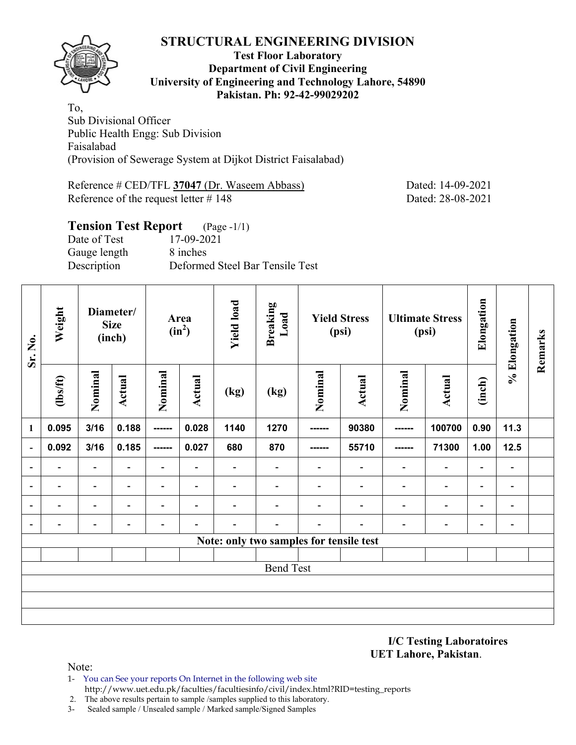# STRUCTURAL ENGINEERING DIVISION

**Test Floor Laboratory**
**Department of Civil Engineering**
**University of Engineering and Technology Lahore, 54890**
**Pakistan. Ph: 92-42-99029202**

To,
Sub Divisional Officer
Public Health Engg: Sub Division
Faisalabad
(Provision of Sewerage System at Dijkot District Faisalabad)

Reference # CED/TFL **37047** (Dr. Waseem Abbass) Dated: 14-09-2021
Reference of the request letter # 148 Dated: 28-08-2021

## Tension Test Report (Page -1/1)

Date of Test 17-09-2021
Gauge length 8 inches
Description Deformed Steel Bar Tensile Test

| Sr. No. | Weight | Diameter/ Size (inch) | | Area ($in^2$) | | Yield load | Breaking Load | Yield Stress (psi) | | Ultimate Stress (psi) | | Elongation | % Elongation | Remarks |
|---|---|---|---|---|---|---|---|---|---|---|---|---|---|---|
| | (lbs/ft) | Nominal | Actual | Nominal | Actual | (kg) | (kg) | Nominal | Actual | Nominal | Actual | (inch) | | |
| 1 | 0.095 | 3/16 | 0.188 | ------ | 0.028 | 1140 | 1270 | ------ | 90380 | ------ | 100700 | 0.90 | 11.3 | |
| - | 0.092 | 3/16 | 0.185 | ------ | 0.027 | 680 | 870 | ------ | 55710 | ------ | 71300 | 1.00 | 12.5 | |
| - | - | - | - | - | - | - | - | - | - | - | - | - | - | |
| - | - | - | - | - | - | - | - | - | - | - | - | - | - | |
| - | - | - | - | - | - | - | - | - | - | - | - | - | - | |
| - | - | - | - | - | - | - | - | - | - | - | - | - | - | |
| Note: only two samples for tensile test | | | | | | | | | | | | | | |
| | | | | | | | | | | | | | | |
| Bend Test | | | | | | | | | | | | | | |

**I/C Testing Laboratoires**
**UET Lahore, Pakistan.**

Note:
1- You can See your reports On Internet in the following web site
http://www.uet.edu.pk/faculties/facultiesinfo/civil/index.html?RID=testing_reports
2. The above results pertain to sample /samples supplied to this laboratory.
3- Sealed sample / Unsealed sample / Marked sample/Signed Samples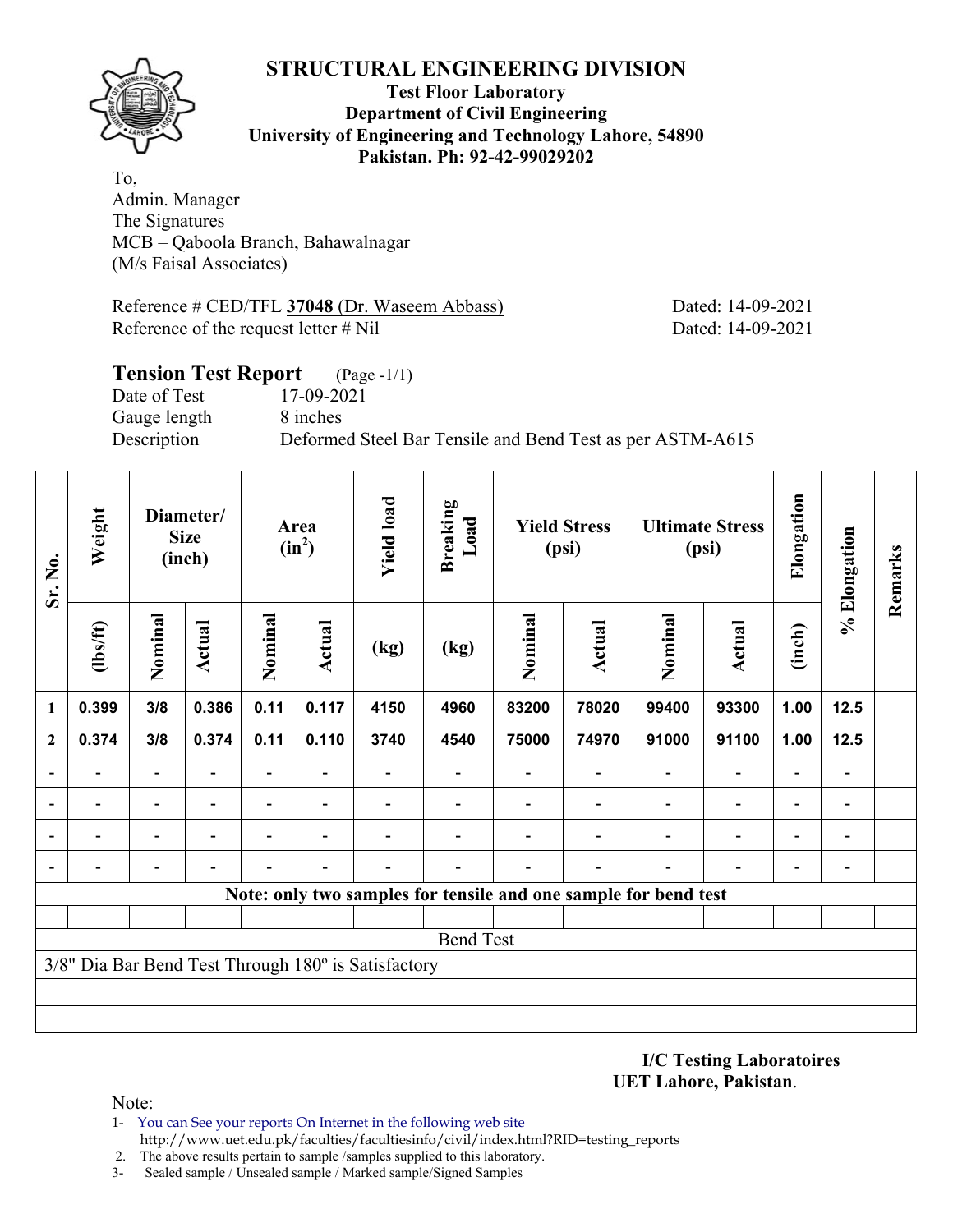# STRUCTURAL ENGINEERING DIVISION

**Test Floor Laboratory**
**Department of Civil Engineering**
**University of Engineering and Technology Lahore, 54890**
**Pakistan. Ph: 92-42-99029202**

To,
Admin. Manager
The Signatures
MCB – Qaboola Branch, Bahawalnagar
(M/s Faisal Associates)

Reference # CED/TFL **37048** (Dr. Waseem Abbass) Dated: 14-09-2021
Reference of the request letter # Nil Dated: 14-09-2021

## Tension Test Report (Page -1/1)

Date of Test 17-09-2021
Gauge length 8 inches
Description Deformed Steel Bar Tensile and Bend Test as per ASTM-A615

| Sr. No. | Weight | Diameter/ Size (inch) | | Area ($in^2$) | | Yield load | Breaking Load | Yield Stress (psi) | | Ultimate Stress (psi) | | Elongation | % Elongation | Remarks |
|---|---|---|---|---|---|---|---|---|---|---|---|---|---|---|
| | (lbs/ft) | Nominal | Actual | Nominal | Actual | (kg) | (kg) | Nominal | Actual | Nominal | Actual | (inch) | | |
| **1** | **0.399** | **3/8** | **0.386** | **0.11** | **0.117** | **4150** | **4960** | **83200** | **78020** | **99400** | **93300** | **1.00** | **12.5** | |
| **2** | **0.374** | **3/8** | **0.374** | **0.11** | **0.110** | **3740** | **4540** | **75000** | **74970** | **91000** | **91100** | **1.00** | **12.5** | |
| - | - | - | - | - | - | - | - | - | - | - | - | - | - | |
| - | - | - | - | - | - | - | - | - | - | - | - | - | - | |
| - | - | - | - | - | - | - | - | - | - | - | - | - | - | |
| - | - | - | - | - | - | - | - | - | - | - | - | - | - | |
| **Note: only two samples for tensile and one sample for bend test** | | | | | | | | | | | | | | |
| | | | | | | | | | | | | | | |
| Bend Test | | | | | | | | | | | | | | |
| 3/8" Dia Bar Bend Test Through 180º is Satisfactory | | | | | | | | | | | | | | |

**I/C Testing Laboratoires**
**UET Lahore, Pakistan**.

Note:
1- You can See your reports On Internet in the following web site
http://www.uet.edu.pk/faculties/facultiesinfo/civil/index.html?RID=testing_reports
2. The above results pertain to sample /samples supplied to this laboratory.
3- Sealed sample / Unsealed sample / Marked sample/Signed Samples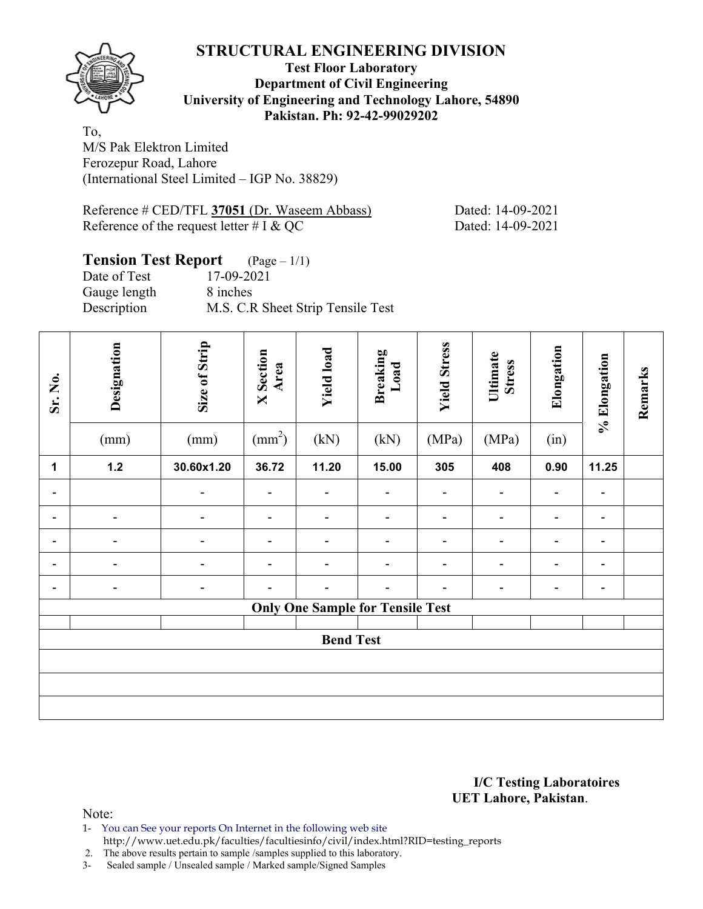# STRUCTURAL ENGINEERING DIVISION

**Test Floor Laboratory**
**Department of Civil Engineering**
**University of Engineering and Technology Lahore, 54890**
**Pakistan. Ph: 92-42-99029202**

To,
M/S Pak Elektron Limited
Ferozepur Road, Lahore
(International Steel Limited – IGP No. 38829)

Reference # CED/TFL **37051** (Dr. Waseem Abbass) Dated: 14-09-2021
Reference of the request letter # I & QC Dated: 14-09-2021

## Tension Test Report (Page – 1/1)

Date of Test 17-09-2021
Gauge length 8 inches
Description M.S. C.R Sheet Strip Tensile Test

| Sr. No. | Designation (mm) | Size of Strip (mm) | X Section Area ($mm^2$) | Yield load (kN) | Breaking Load (kN) | Yield Stress (MPa) | Ultimate Stress (MPa) | Elongation (in) | % Elongation | Remarks |
|---|---|---|---|---|---|---|---|---|---|---|
| **1** | **1.2** | **30.60x1.20** | **36.72** | **11.20** | **15.00** | **305** | **408** | **0.90** | **11.25** | |
| - | | - | - | - | - | - | - | - | - | |
| - | - | - | - | - | - | - | - | - | - | |
| - | - | - | - | - | - | - | - | - | - | |
| - | - | - | - | - | - | - | - | - | - | |
| - | - | - | - | - | - | - | - | - | - | |
| **Only One Sample for Tensile Test** | | | | | | | | | | |
| | | | | | | | | | | |
| **Bend Test** | | | | | | | | | | |
| | | | | | | | | | | |
| | | | | | | | | | | |
| | | | | | | | | | | |

**I/C Testing Laboratoires**
**UET Lahore, Pakistan**.

Note:
1- You can See your reports On Internet in the following web site
http://www.uet.edu.pk/faculties/facultiesinfo/civil/index.html?RID=testing_reports
2. The above results pertain to sample /samples supplied to this laboratory.
3- Sealed sample / Unsealed sample / Marked sample/Signed Samples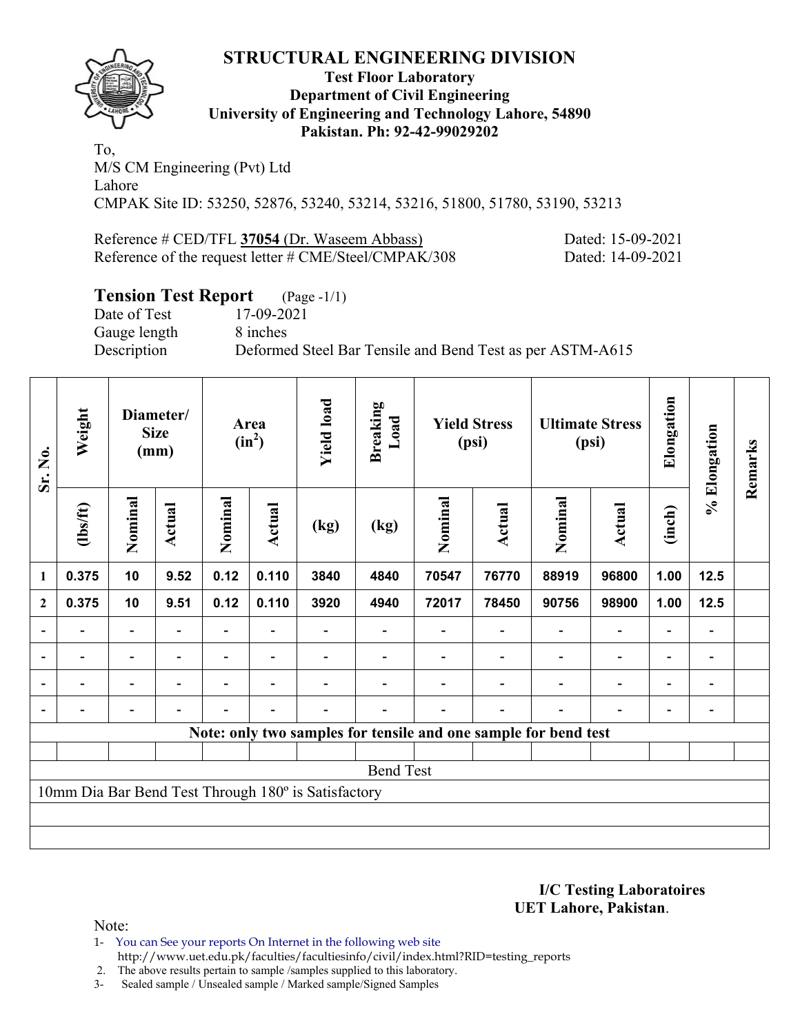# STRUCTURAL ENGINEERING DIVISION

**Test Floor Laboratory**
**Department of Civil Engineering**
**University of Engineering and Technology Lahore, 54890**
**Pakistan. Ph: 92-42-99029202**

To,
M/S CM Engineering (Pvt) Ltd
Lahore
CMPAK Site ID: 53250, 52876, 53240, 53214, 53216, 51800, 51780, 53190, 53213

Reference # CED/TFL **37054** (Dr. Waseem Abbass) Dated: 15-09-2021
Reference of the request letter # CME/Steel/CMPAK/308 Dated: 14-09-2021

## Tension Test Report (Page -1/1)

Date of Test 17-09-2021
Gauge length 8 inches
Description Deformed Steel Bar Tensile and Bend Test as per ASTM-A615

| Sr. No. | Weight | Diameter/ Size (mm) | | Area ($in^2$) | | Yield load | Breaking Load | Yield Stress (psi) | | Ultimate Stress (psi) | | Elongation | % Elongation | Remarks |
|---|---|---|---|---|---|---|---|---|---|---|---|---|---|---|
| | (lbs/ft) | Nominal | Actual | Nominal | Actual | (kg) | (kg) | Nominal | Actual | Nominal | Actual | (inch) | | |
| 1 | 0.375 | 10 | 9.52 | 0.12 | 0.110 | 3840 | 4840 | 70547 | 76770 | 88919 | 96800 | 1.00 | 12.5 | |
| 2 | 0.375 | 10 | 9.51 | 0.12 | 0.110 | 3920 | 4940 | 72017 | 78450 | 90756 | 98900 | 1.00 | 12.5 | |
| - | - | - | - | - | - | - | - | - | - | - | - | - | - | |
| - | - | - | - | - | - | - | - | - | - | - | - | - | - | |
| - | - | - | - | - | - | - | - | - | - | - | - | - | - | |
| - | - | - | - | - | - | - | - | - | - | - | - | - | - | |

**Note: only two samples for tensile and one sample for bend test**

Bend Test

10mm Dia Bar Bend Test Through 180º is Satisfactory

**I/C Testing Laboratoires**
**UET Lahore, Pakistan**.

Note:
1- You can See your reports On Internet in the following web site
http://www.uet.edu.pk/faculties/facultiesinfo/civil/index.html?RID=testing_reports
2. The above results pertain to sample /samples supplied to this laboratory.
3- Sealed sample / Unsealed sample / Marked sample/Signed Samples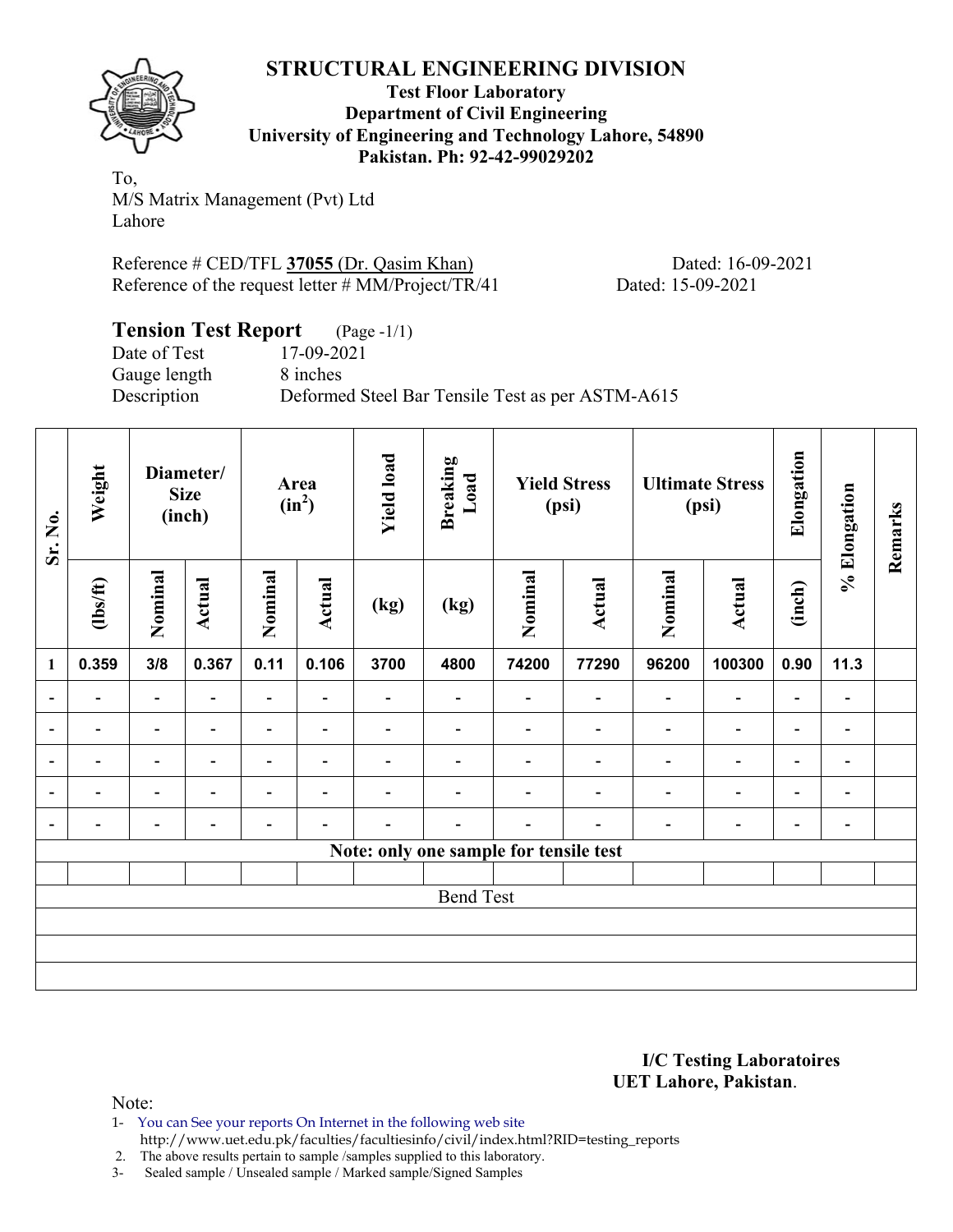# STRUCTURAL ENGINEERING DIVISION

**Test Floor Laboratory**
**Department of Civil Engineering**
**University of Engineering and Technology Lahore, 54890**
**Pakistan. Ph: 92-42-99029202**

To,
M/S Matrix Management (Pvt) Ltd
Lahore

Reference # CED/TFL **37055** (Dr. Qasim Khan) Dated: 16-09-2021
Reference of the request letter # MM/Project/TR/41 Dated: 15-09-2021

## Tension Test Report (Page -1/1)

Date of Test 17-09-2021
Gauge length 8 inches
Description Deformed Steel Bar Tensile Test as per ASTM-A615

| Sr. No. | Weight | Diameter/ Size (inch) | | Area ($in^2$) | | Yield load | Breaking Load | Yield Stress (psi) | | Ultimate Stress (psi) | | Elongation | % Elongation | Remarks |
|---|---|---|---|---|---|---|---|---|---|---|---|---|---|---|
| | (lbs/ft) | Nominal | Actual | Nominal | Actual | (kg) | (kg) | Nominal | Actual | Nominal | Actual | (inch) | | |
| 1 | 0.359 | 3/8 | 0.367 | 0.11 | 0.106 | 3700 | 4800 | 74200 | 77290 | 96200 | 100300 | 0.90 | 11.3 | |
| - | - | - | - | - | - | - | - | - | - | - | - | - | - | |
| - | - | - | - | - | - | - | - | - | - | - | - | - | - | |
| - | - | - | - | - | - | - | - | - | - | - | - | - | - | |
| - | - | - | - | - | - | - | - | - | - | - | - | - | - | |
| - | - | - | - | - | - | - | - | - | - | - | - | - | - | |
| Note: only one sample for tensile test | | | | | | | | | | | | | | |
| | | | | | | | | | | | | | | |
| Bend Test | | | | | | | | | | | | | | |

**I/C Testing Laboratoires**
**UET Lahore, Pakistan**.

Note:
1- You can See your reports On Internet in the following web site
http://www.uet.edu.pk/faculties/facultiesinfo/civil/index.html?RID=testing_reports
2. The above results pertain to sample /samples supplied to this laboratory.
3- Sealed sample / Unsealed sample / Marked sample/Signed Samples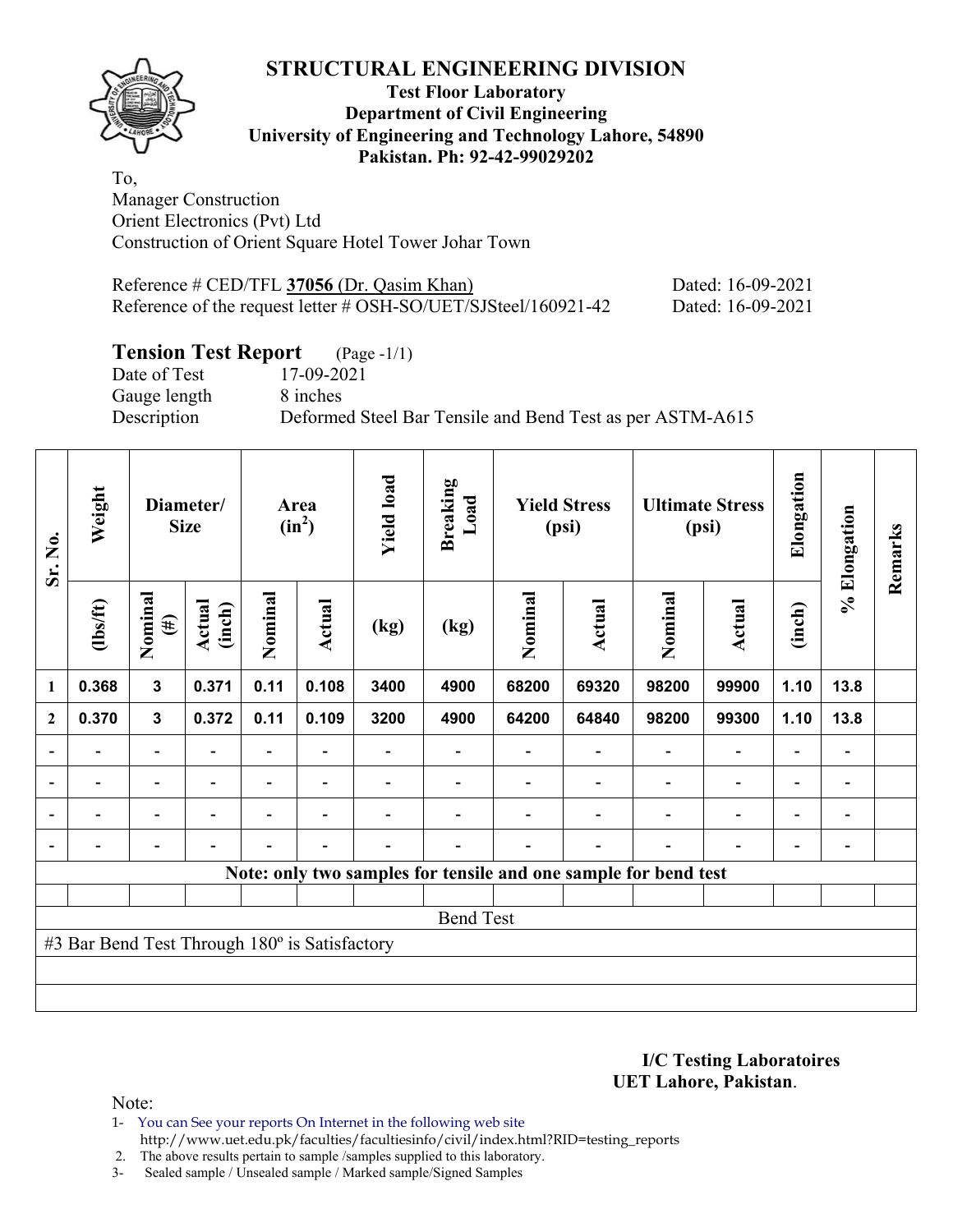# STRUCTURAL ENGINEERING DIVISION

**Test Floor Laboratory**
**Department of Civil Engineering**
**University of Engineering and Technology Lahore, 54890**
**Pakistan. Ph: 92-42-99029202**

To,
Manager Construction
Orient Electronics (Pvt) Ltd
Construction of Orient Square Hotel Tower Johar Town

Reference # CED/TFL **37056** (Dr. Qasim Khan) Dated: 16-09-2021
Reference of the request letter # OSH-SO/UET/SJSteel/160921-42 Dated: 16-09-2021

## Tension Test Report (Page -1/1)

Date of Test 17-09-2021
Gauge length 8 inches
Description Deformed Steel Bar Tensile and Bend Test as per ASTM-A615

| Sr. No. | Weight | Diameter/ Size | | Area ($in^2$) | | Yield load | Breaking Load | Yield Stress (psi) | | Ultimate Stress (psi) | | Elongation | % Elongation | Remarks |
|---|---|---|---|---|---|---|---|---|---|---|---|---|---|---|
| | (lbs/ft) | Nominal (#) | Actual (inch) | Nominal | Actual | (kg) | (kg) | Nominal | Actual | Nominal | Actual | (inch) | | |
| 1 | 0.368 | 3 | 0.371 | 0.11 | 0.108 | 3400 | 4900 | 68200 | 69320 | 98200 | 99900 | 1.10 | 13.8 | |
| 2 | 0.370 | 3 | 0.372 | 0.11 | 0.109 | 3200 | 4900 | 64200 | 64840 | 98200 | 99300 | 1.10 | 13.8 | |
| - | - | - | - | - | - | - | - | - | - | - | - | - | - | |
| - | - | - | - | - | - | - | - | - | - | - | - | - | - | |
| - | - | - | - | - | - | - | - | - | - | - | - | - | - | |
| - | - | - | - | - | - | - | - | - | - | - | - | - | - | |
| **Note: only two samples for tensile and one sample for bend test** | | | | | | | | | | | | | | |
| | | | | | | | | | | | | | | |
| Bend Test | | | | | | | | | | | | | | |
| #3 Bar Bend Test Through 180º is Satisfactory | | | | | | | | | | | | | | |

**I/C Testing Laboratoires**
**UET Lahore, Pakistan**.

Note:
1- You can See your reports On Internet in the following web site
http://www.uet.edu.pk/faculties/facultiesinfo/civil/index.html?RID=testing_reports
2. The above results pertain to sample /samples supplied to this laboratory.
3- Sealed sample / Unsealed sample / Marked sample/Signed Samples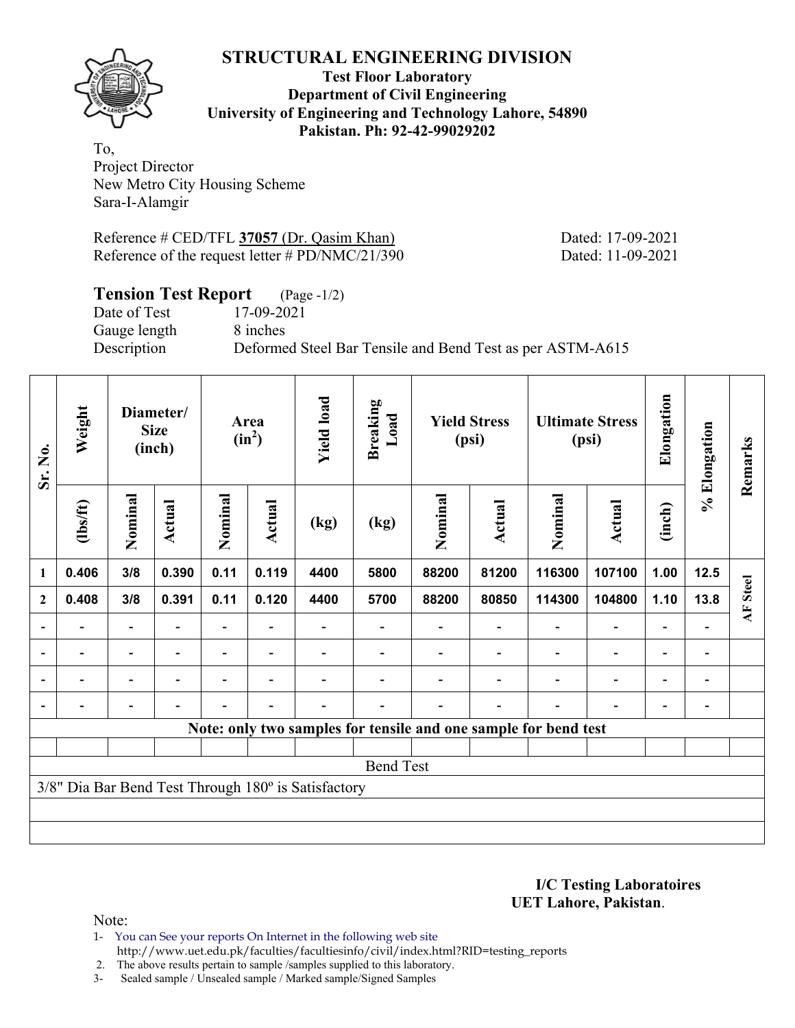## STRUCTURAL ENGINEERING DIVISION

**Test Floor Laboratory**
**Department of Civil Engineering**
**University of Engineering and Technology Lahore, 54890**
**Pakistan. Ph: 92-42-99029202**

To,
Project Director
New Metro City Housing Scheme
Sara-I-Alamgir

Reference # CED/TFL **37057** (Dr. Qasim Khan) Dated: 17-09-2021
Reference of the request letter # PD/NMC/21/390 Dated: 11-09-2021

**Tension Test Report** (Page -1/2)
Date of Test 17-09-2021
Gauge length 8 inches
Description Deformed Steel Bar Tensile and Bend Test as per ASTM-A615

| Sr. No. | Weight | Diameter/ Size (inch) | | Area ($in^2$) | | Yield load | Breaking Load | Yield Stress (psi) | | Ultimate Stress (psi) | | Elongation | % Elongation | Remarks |
|---|---|---|---|---|---|---|---|---|---|---|---|---|---|---|
| | (lbs/ft) | Nominal | Actual | Nominal | Actual | (kg) | (kg) | Nominal | Actual | Nominal | Actual | (inch) | | |
| 1 | 0.406 | 3/8 | 0.390 | 0.11 | 0.119 | 4400 | 5800 | 88200 | 81200 | 116300 | 107100 | 1.00 | 12.5 | AF Steel |
| 2 | 0.408 | 3/8 | 0.391 | 0.11 | 0.120 | 4400 | 5700 | 88200 | 80850 | 114300 | 104800 | 1.10 | 13.8 | |
| - | - | - | - | - | - | - | - | - | - | - | - | - | - | |
| - | - | - | - | - | - | - | - | - | - | - | - | - | - | |
| - | - | - | - | - | - | - | - | - | - | - | - | - | - | |
| - | - | - | - | - | - | - | - | - | - | - | - | - | - | |

**Note: only two samples for tensile and one sample for bend test**

Bend Test

3/8" Dia Bar Bend Test Through 180º is Satisfactory

**I/C Testing Laboratoires**
**UET Lahore, Pakistan**.

Note:
1- You can See your reports On Internet in the following web site
http://www.uet.edu.pk/faculties/facultiesinfo/civil/index.html?RID=testing_reports
2. The above results pertain to sample /samples supplied to this laboratory.
3- Sealed sample / Unsealed sample / Marked sample/Signed Samples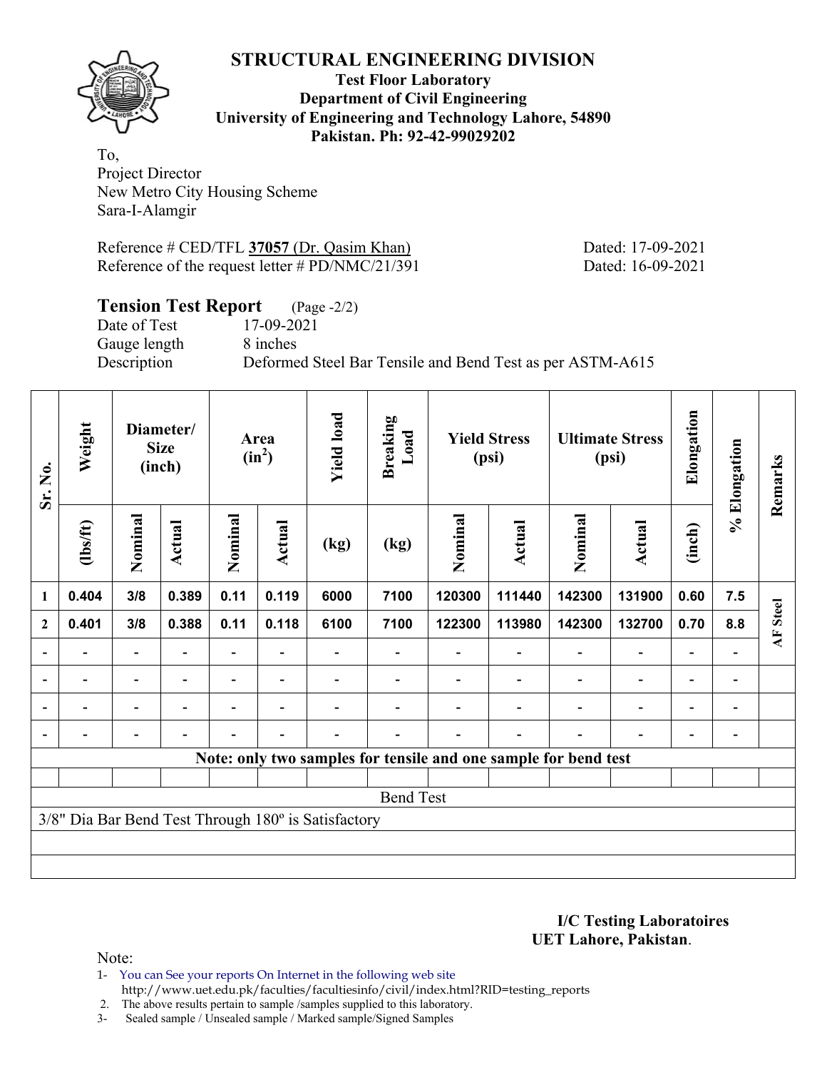# STRUCTURAL ENGINEERING DIVISION

**Test Floor Laboratory**
**Department of Civil Engineering**
**University of Engineering and Technology Lahore, 54890**
**Pakistan. Ph: 92-42-99029202**

To,
Project Director
New Metro City Housing Scheme
Sara-I-Alamgir

Reference # CED/TFL **37057** (Dr. Qasim Khan) Dated: 17-09-2021
Reference of the request letter # PD/NMC/21/391 Dated: 16-09-2021

## Tension Test Report (Page -2/2)

Date of Test 17-09-2021
Gauge length 8 inches
Description Deformed Steel Bar Tensile and Bend Test as per ASTM-A615

| Sr. No. | Weight | Diameter/ Size (inch) | | Area (in²) | | Yield load | Breaking Load | Yield Stress (psi) | | Ultimate Stress (psi) | | Elongation | % Elongation | Remarks |
|---|---|---|---|---|---|---|---|---|---|---|---|---|---|---|
| | (lbs/ft) | Nominal | Actual | Nominal | Actual | (kg) | (kg) | Nominal | Actual | Nominal | Actual | (inch) | | |
| 1 | 0.404 | 3/8 | 0.389 | 0.11 | 0.119 | 6000 | 7100 | 120300 | 111440 | 142300 | 131900 | 0.60 | 7.5 | AF Steel |
| 2 | 0.401 | 3/8 | 0.388 | 0.11 | 0.118 | 6100 | 7100 | 122300 | 113980 | 142300 | 132700 | 0.70 | 8.8 | |
| - | - | - | - | - | - | - | - | - | - | - | - | - | - | |
| - | - | - | - | - | - | - | - | - | - | - | - | - | - | |
| - | - | - | - | - | - | - | - | - | - | - | - | - | - | |
| - | - | - | - | - | - | - | - | - | - | - | - | - | - | |
| Note: only two samples for tensile and one sample for bend test | | | | | | | | | | | | | | |
| Bend Test | | | | | | | | | | | | | | |
| 3/8" Dia Bar Bend Test Through 180º is Satisfactory | | | | | | | | | | | | | | |

**I/C Testing Laboratoires**
**UET Lahore, Pakistan**.

Note:

1- You can See your reports On Internet in the following web site
http://www.uet.edu.pk/faculties/facultiesinfo/civil/index.html?RID=testing_reports
2. The above results pertain to sample /samples supplied to this laboratory.
3- Sealed sample / Unsealed sample / Marked sample/Signed Samples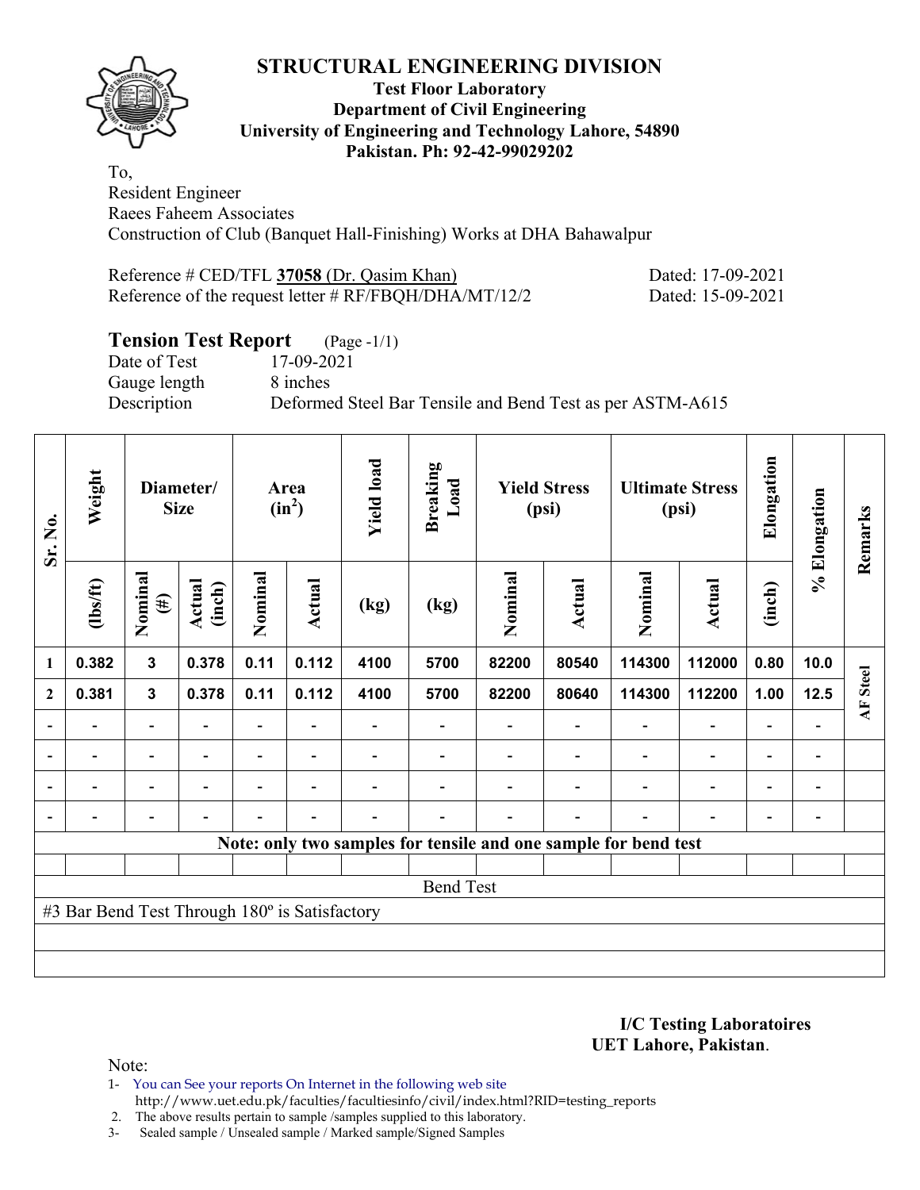# STRUCTURAL ENGINEERING DIVISION

**Test Floor Laboratory**
**Department of Civil Engineering**
**University of Engineering and Technology Lahore, 54890**
**Pakistan. Ph: 92-42-99029202**

To,
Resident Engineer
Raees Faheem Associates
Construction of Club (Banquet Hall-Finishing) Works at DHA Bahawalpur

Reference # CED/TFL **37058** (Dr. Qasim Khan) Dated: 17-09-2021
Reference of the request letter # RF/FBQH/DHA/MT/12/2 Dated: 15-09-2021

## Tension Test Report (Page -1/1)

Date of Test 17-09-2021
Gauge length 8 inches
Description Deformed Steel Bar Tensile and Bend Test as per ASTM-A615

| Sr. No. | Weight | Diameter/ Size | | Area ($in^2$) | | Yield load | Breaking Load | Yield Stress (psi) | | Ultimate Stress (psi) | | Elongation | % Elongation | Remarks |
|---|---|---|---|---|---|---|---|---|---|---|---|---|---|---|
| | (lbs/ft) | Nominal (#) | Actual (inch) | Nominal | Actual | (kg) | (kg) | Nominal | Actual | Nominal | Actual | (inch) | | |
| 1 | 0.382 | 3 | 0.378 | 0.11 | 0.112 | 4100 | 5700 | 82200 | 80540 | 114300 | 112000 | 0.80 | 10.0 | AF Steel |
| 2 | 0.381 | 3 | 0.378 | 0.11 | 0.112 | 4100 | 5700 | 82200 | 80640 | 114300 | 112200 | 1.00 | 12.5 | |
| - | - | - | - | - | - | - | - | - | - | - | - | - | - | |
| - | - | - | - | - | - | - | - | - | - | - | - | - | - | |
| - | - | - | - | - | - | - | - | - | - | - | - | - | - | |
| - | - | - | - | - | - | - | - | - | - | - | - | - | - | |

**Note: only two samples for tensile and one sample for bend test**

Bend Test

#3 Bar Bend Test Through 180º is Satisfactory

**I/C Testing Laboratoires**
**UET Lahore, Pakistan**.

Note:

1- You can See your reports On Internet in the following web site
http://www.uet.edu.pk/faculties/facultiesinfo/civil/index.html?RID=testing_reports

2. The above results pertain to sample /samples supplied to this laboratory.

3- Sealed sample / Unsealed sample / Marked sample/Signed Samples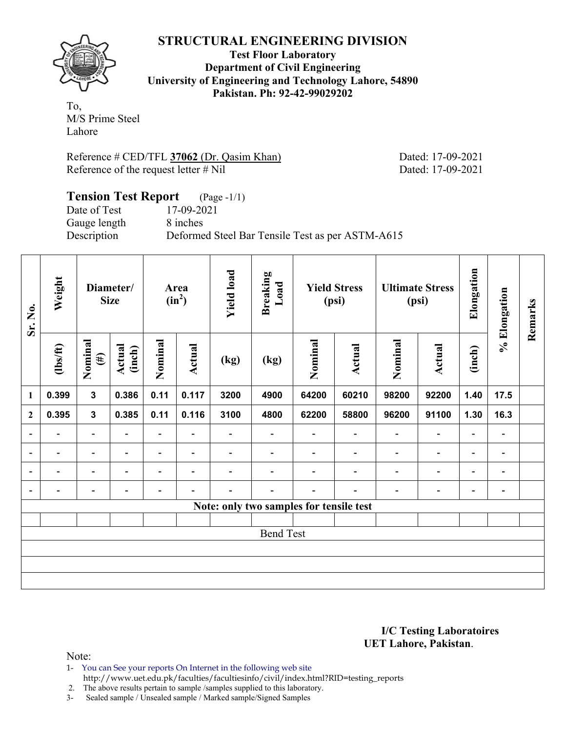# STRUCTURAL ENGINEERING DIVISION

**Test Floor Laboratory**
**Department of Civil Engineering**
**University of Engineering and Technology Lahore, 54890**
**Pakistan. Ph: 92-42-99029202**

To,
M/S Prime Steel
Lahore

Reference # CED/TFL **37062** (Dr. Qasim Khan) Dated: 17-09-2021
Reference of the request letter # Nil Dated: 17-09-2021

## Tension Test Report (Page -1/1)

Date of Test 17-09-2021
Gauge length 8 inches
Description Deformed Steel Bar Tensile Test as per ASTM-A615

| Sr. No. | Weight | Diameter/ Size | | Area ($in^2$) | | Yield load | Breaking Load | Yield Stress (psi) | | Ultimate Stress (psi) | | Elongation | % Elongation | Remarks |
|---|---|---|---|---|---|---|---|---|---|---|---|---|---|---|
| | (lbs/ft) | Nominal (#) | Actual (inch) | Nominal | Actual | (kg) | (kg) | Nominal | Actual | Nominal | Actual | (inch) | | |
| 1 | 0.399 | 3 | 0.386 | 0.11 | 0.117 | 3200 | 4900 | 64200 | 60210 | 98200 | 92200 | 1.40 | 17.5 | |
| 2 | 0.395 | 3 | 0.385 | 0.11 | 0.116 | 3100 | 4800 | 62200 | 58800 | 96200 | 91100 | 1.30 | 16.3 | |
| - | - | - | - | - | - | - | - | - | - | - | - | - | - | |
| - | - | - | - | - | - | - | - | - | - | - | - | - | - | |
| - | - | - | - | - | - | - | - | - | - | - | - | - | - | |
| - | - | - | - | - | - | - | - | - | - | - | - | - | - | |
| Note: only two samples for tensile test | | | | | | | | | | | | | | |
| | | | | | | | | | | | | | | |
| Bend Test | | | | | | | | | | | | | | |

**I/C Testing Laboratoires**
**UET Lahore, Pakistan**.

Note:
1- You can See your reports On Internet in the following web site
http://www.uet.edu.pk/faculties/facultiesinfo/civil/index.html?RID=testing_reports
2. The above results pertain to sample /samples supplied to this laboratory.
3- Sealed sample / Unsealed sample / Marked sample/Signed Samples